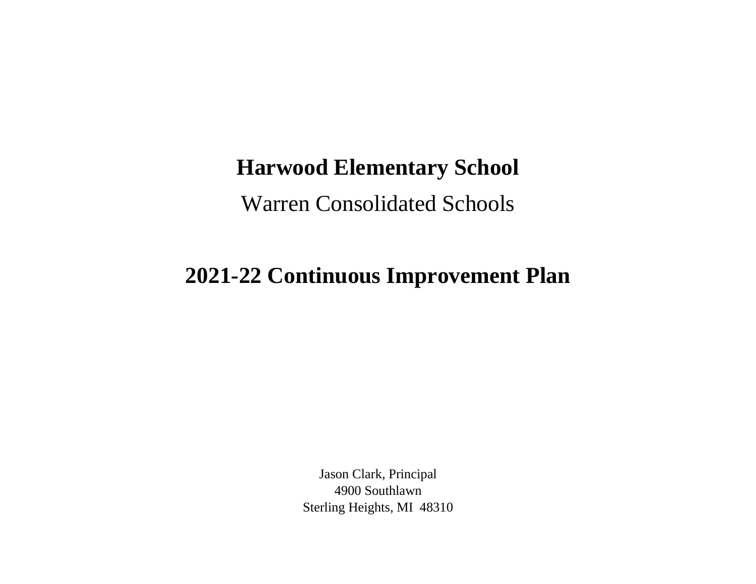# Harwood Elementary School

Warren Consolidated Schools

# 2021-22 Continuous Improvement Plan

Jason Clark, Principal
4900 Southlawn
Sterling Heights, MI  48310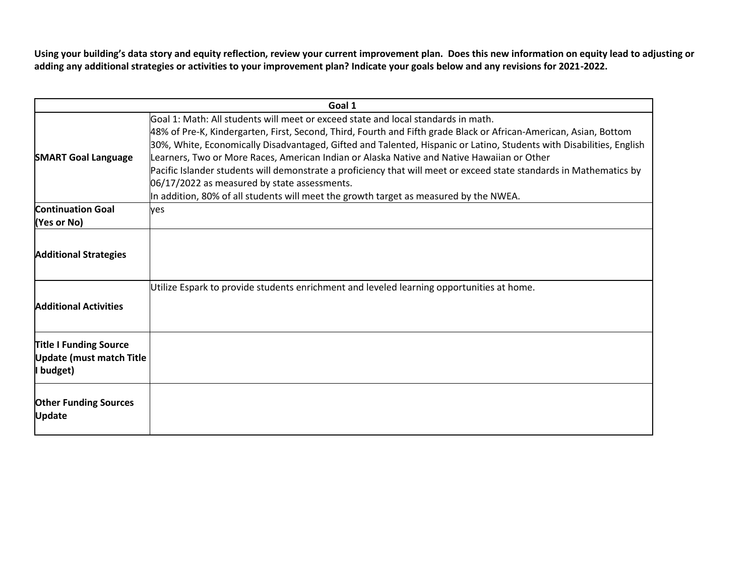**Using your building's data story and equity reflection, review your current improvement plan. Does this new information on equity lead to adjusting or adding any additional strategies or activities to your improvement plan? Indicate your goals below and any revisions for 2021-2022.**

| Goal 1 | |
|---|---|
| **SMART Goal Language** | Goal 1: Math: All students will meet or exceed state and local standards in math.<br>48% of Pre-K, Kindergarten, First, Second, Third, Fourth and Fifth grade Black or African-American, Asian, Bottom 30%, White, Economically Disadvantaged, Gifted and Talented, Hispanic or Latino, Students with Disabilities, English Learners, Two or More Races, American Indian or Alaska Native and Native Hawaiian or Other Pacific Islander students will demonstrate a proficiency that will meet or exceed state standards in Mathematics by 06/17/2022 as measured by state assessments.<br>In addition, 80% of all students will meet the growth target as measured by the NWEA. |
| **Continuation Goal (Yes or No)** | yes |
| **Additional Strategies** | |
| **Additional Activities** | Utilize Espark to provide students enrichment and leveled learning opportunities at home. |
| **Title I Funding Source Update (must match Title I budget)** | |
| **Other Funding Sources Update** | |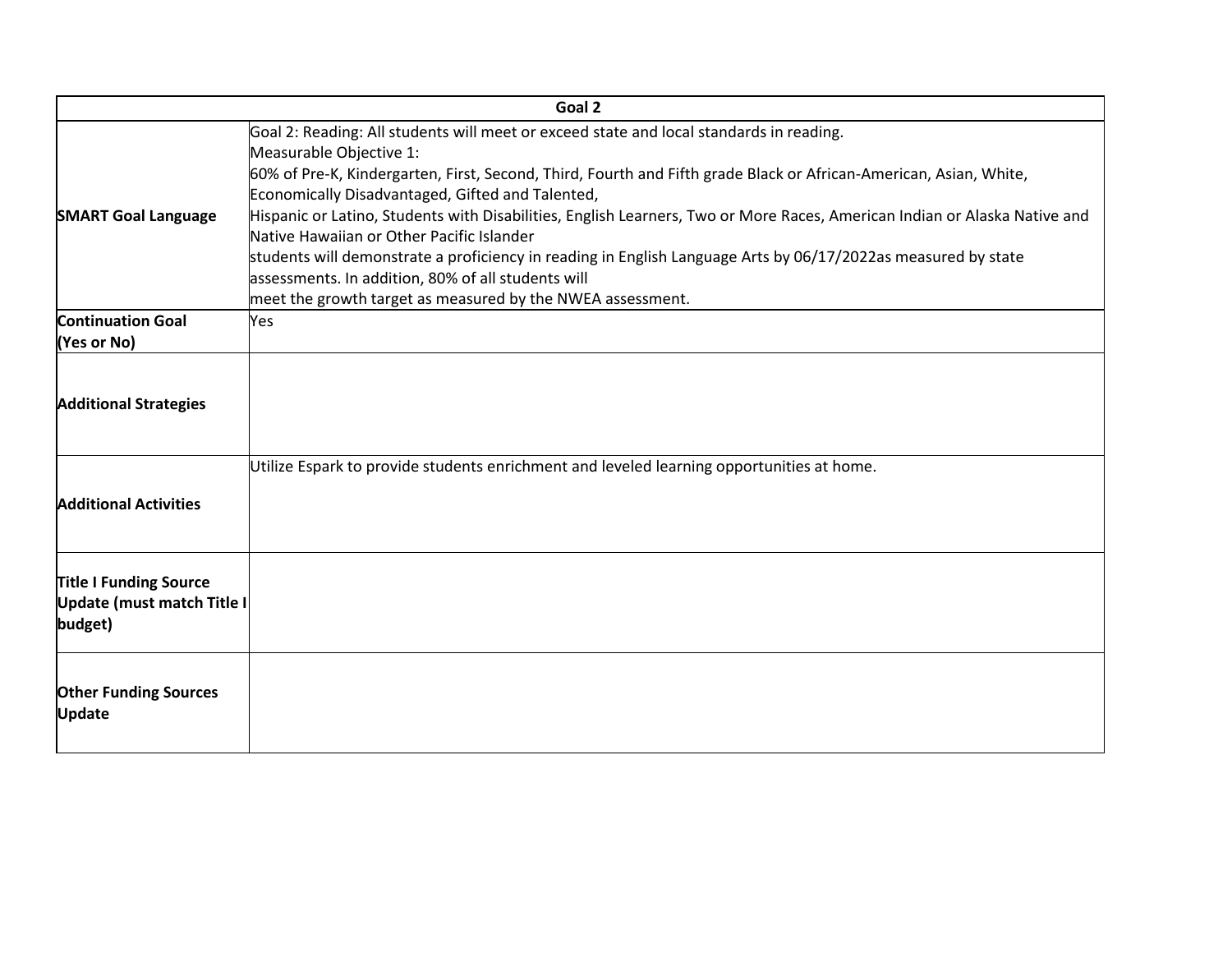| Goal 2 | |
|---|---|
| **SMART Goal Language** | Goal 2: Reading: All students will meet or exceed state and local standards in reading.<br>Measurable Objective 1:<br>60% of Pre-K, Kindergarten, First, Second, Third, Fourth and Fifth grade Black or African-American, Asian, White, Economically Disadvantaged, Gifted and Talented,<br>Hispanic or Latino, Students with Disabilities, English Learners, Two or More Races, American Indian or Alaska Native and Native Hawaiian or Other Pacific Islander<br>students will demonstrate a proficiency in reading in English Language Arts by 06/17/2022as measured by state assessments. In addition, 80% of all students will<br>meet the growth target as measured by the NWEA assessment. |
| **Continuation Goal (Yes or No)** | Yes |
| **Additional Strategies** | |
| **Additional Activities** | Utilize Espark to provide students enrichment and leveled learning opportunities at home. |
| **Title I Funding Source Update (must match Title I budget)** | |
| **Other Funding Sources Update** | |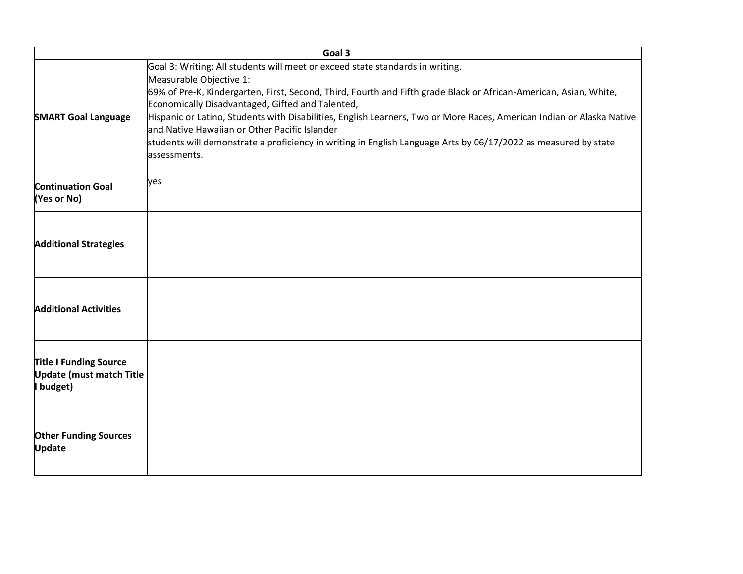| Goal 3 | |
|---|---|
| **SMART Goal Language** | Goal 3: Writing: All students will meet or exceed state standards in writing.<br>Measurable Objective 1:<br>69% of Pre-K, Kindergarten, First, Second, Third, Fourth and Fifth grade Black or African-American, Asian, White, Economically Disadvantaged, Gifted and Talented,<br>Hispanic or Latino, Students with Disabilities, English Learners, Two or More Races, American Indian or Alaska Native and Native Hawaiian or Other Pacific Islander<br>students will demonstrate a proficiency in writing in English Language Arts by 06/17/2022 as measured by state assessments. |
| **Continuation Goal (Yes or No)** | yes |
| **Additional Strategies** | |
| **Additional Activities** | |
| **Title I Funding Source Update (must match Title I budget)** | |
| **Other Funding Sources Update** | |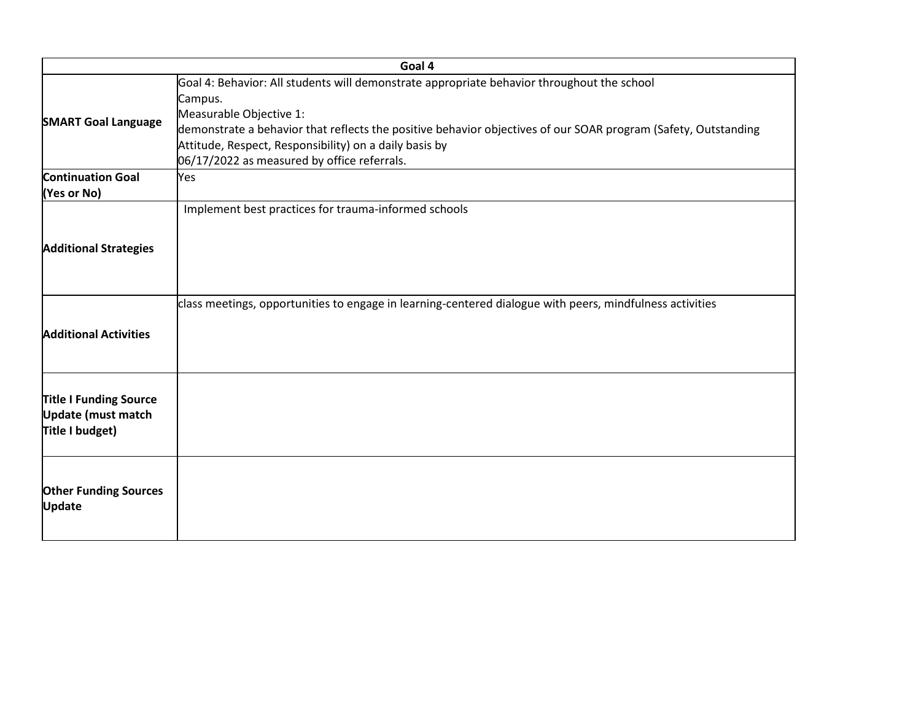| Goal 4 | |
|---|---|
| **SMART Goal Language** | Goal 4: Behavior: All students will demonstrate appropriate behavior throughout the school Campus.<br>Measurable Objective 1:<br>demonstrate a behavior that reflects the positive behavior objectives of our SOAR program (Safety, Outstanding Attitude, Respect, Responsibility) on a daily basis by<br>06/17/2022 as measured by office referrals. |
| **Continuation Goal (Yes or No)** | Yes |
| **Additional Strategies** | Implement best practices for trauma-informed schools |
| **Additional Activities** | class meetings, opportunities to engage in learning-centered dialogue with peers, mindfulness activities |
| **Title I Funding Source Update (must match Title I budget)** | |
| **Other Funding Sources Update** | |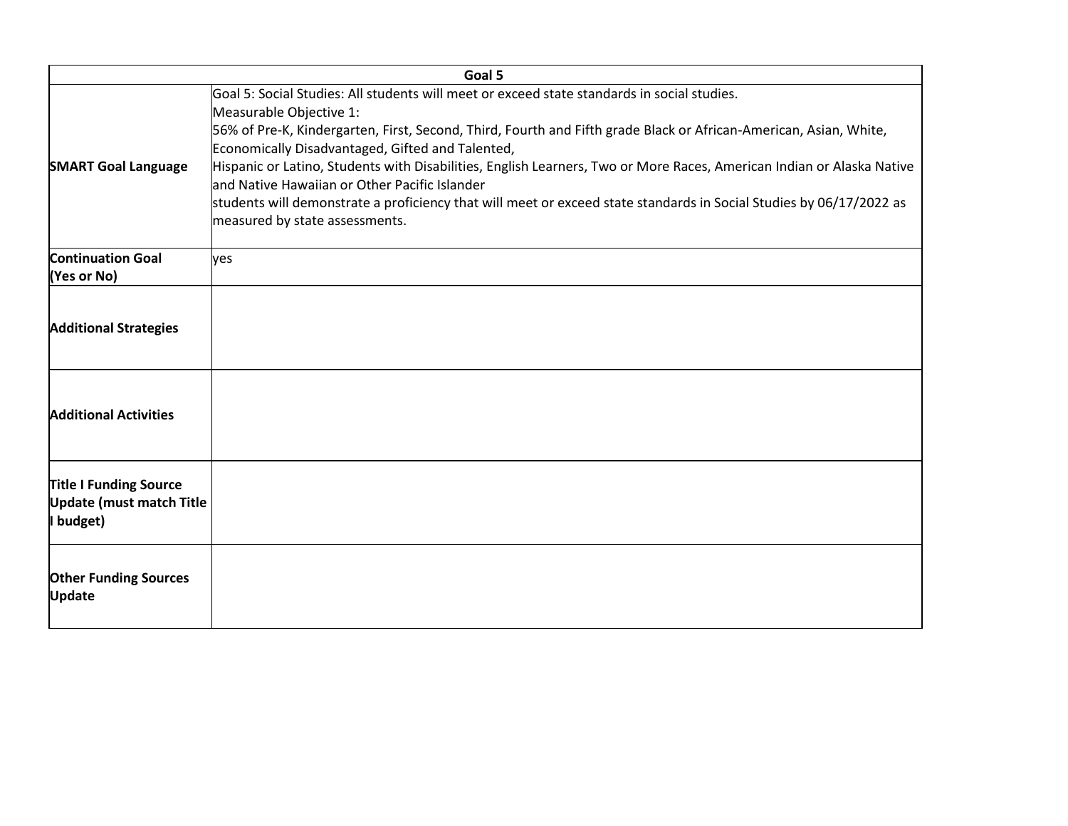| Goal 5 | |
|---|---|
| **SMART Goal Language** | Goal 5: Social Studies: All students will meet or exceed state standards in social studies.<br>Measurable Objective 1:<br>56% of Pre-K, Kindergarten, First, Second, Third, Fourth and Fifth grade Black or African-American, Asian, White, Economically Disadvantaged, Gifted and Talented,<br>Hispanic or Latino, Students with Disabilities, English Learners, Two or More Races, American Indian or Alaska Native and Native Hawaiian or Other Pacific Islander<br>students will demonstrate a proficiency that will meet or exceed state standards in Social Studies by 06/17/2022 as measured by state assessments. |
| **Continuation Goal (Yes or No)** | yes |
| **Additional Strategies** | |
| **Additional Activities** | |
| **Title I Funding Source Update (must match Title I budget)** | |
| **Other Funding Sources Update** | |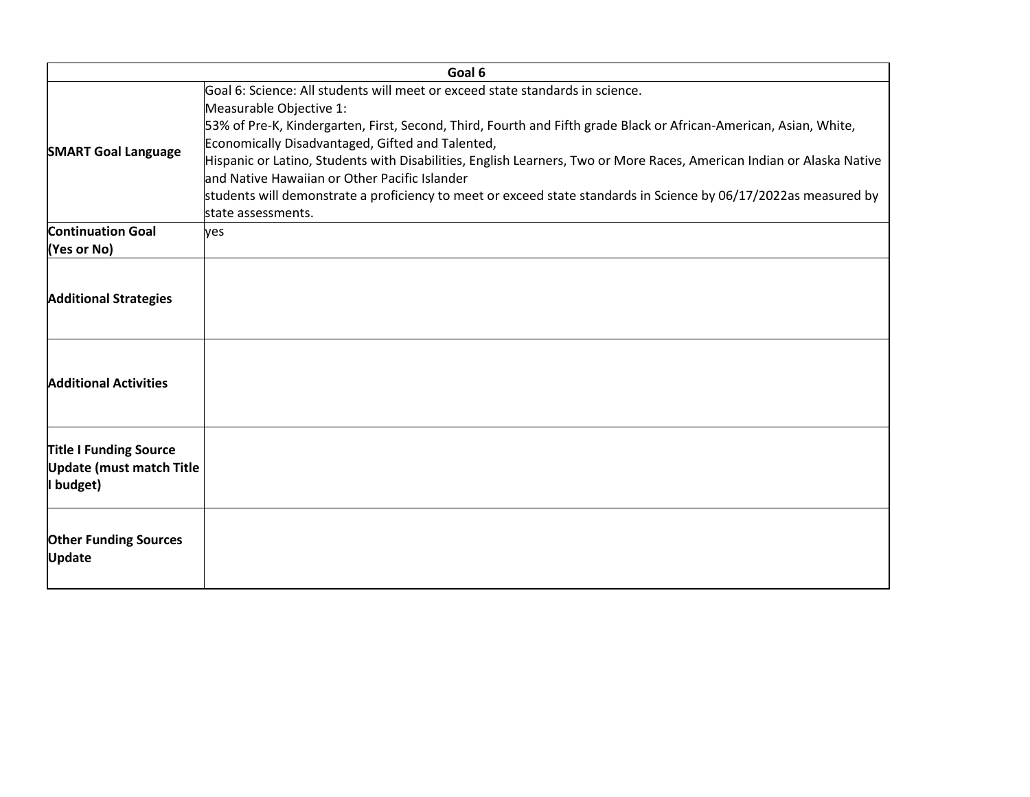| Goal 6 | |
|---|---|
| **SMART Goal Language** | Goal 6: Science: All students will meet or exceed state standards in science.<br>Measurable Objective 1:<br>53% of Pre-K, Kindergarten, First, Second, Third, Fourth and Fifth grade Black or African-American, Asian, White, Economically Disadvantaged, Gifted and Talented,<br>Hispanic or Latino, Students with Disabilities, English Learners, Two or More Races, American Indian or Alaska Native and Native Hawaiian or Other Pacific Islander<br>students will demonstrate a proficiency to meet or exceed state standards in Science by 06/17/2022as measured by state assessments. |
| **Continuation Goal (Yes or No)** | yes |
| **Additional Strategies** | |
| **Additional Activities** | |
| **Title I Funding Source Update (must match Title I budget)** | |
| **Other Funding Sources Update** | |